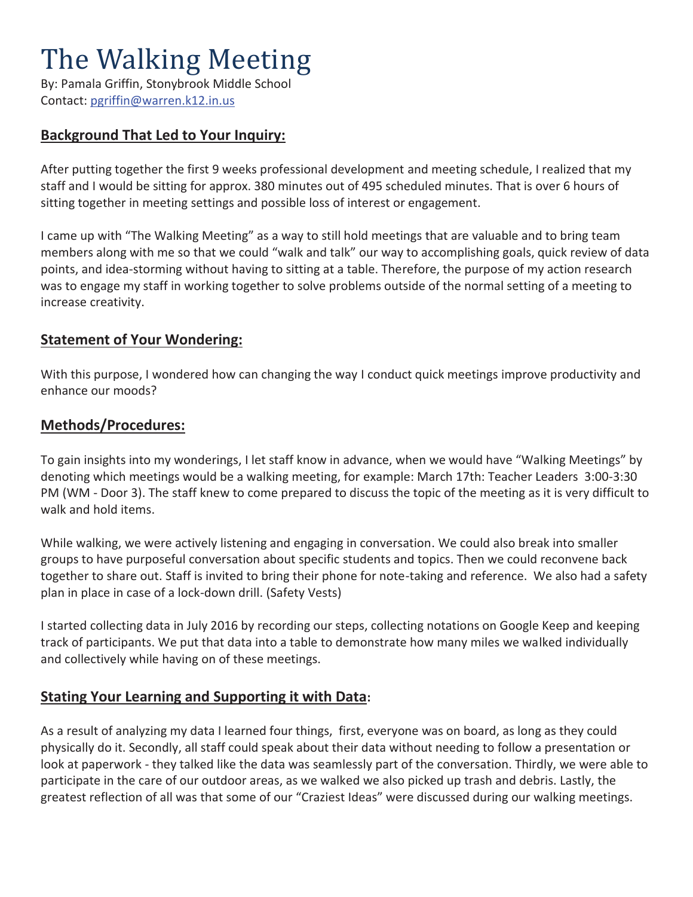# The Walking Meeting

By: Pamala Griffin, Stonybrook Middle School
Contact: pgriffin@warren.k12.in.us

## Background That Led to Your Inquiry:

After putting together the first 9 weeks professional development and meeting schedule, I realized that my staff and I would be sitting for approx. 380 minutes out of 495 scheduled minutes. That is over 6 hours of sitting together in meeting settings and possible loss of interest or engagement.

I came up with "The Walking Meeting" as a way to still hold meetings that are valuable and to bring team members along with me so that we could "walk and talk" our way to accomplishing goals, quick review of data points, and idea-storming without having to sitting at a table. Therefore, the purpose of my action research was to engage my staff in working together to solve problems outside of the normal setting of a meeting to increase creativity.

## Statement of Your Wondering:

With this purpose, I wondered how can changing the way I conduct quick meetings improve productivity and enhance our moods?

## Methods/Procedures:

To gain insights into my wonderings, I let staff know in advance, when we would have "Walking Meetings" by denoting which meetings would be a walking meeting, for example: March 17th: Teacher Leaders 3:00-3:30 PM (WM - Door 3). The staff knew to come prepared to discuss the topic of the meeting as it is very difficult to walk and hold items.

While walking, we were actively listening and engaging in conversation. We could also break into smaller groups to have purposeful conversation about specific students and topics. Then we could reconvene back together to share out. Staff is invited to bring their phone for note-taking and reference. We also had a safety plan in place in case of a lock-down drill. (Safety Vests)

I started collecting data in July 2016 by recording our steps, collecting notations on Google Keep and keeping track of participants. We put that data into a table to demonstrate how many miles we walked individually and collectively while having on of these meetings.

## Stating Your Learning and Supporting it with Data:

As a result of analyzing my data I learned four things, first, everyone was on board, as long as they could physically do it. Secondly, all staff could speak about their data without needing to follow a presentation or look at paperwork - they talked like the data was seamlessly part of the conversation. Thirdly, we were able to participate in the care of our outdoor areas, as we walked we also picked up trash and debris. Lastly, the greatest reflection of all was that some of our "Craziest Ideas" were discussed during our walking meetings.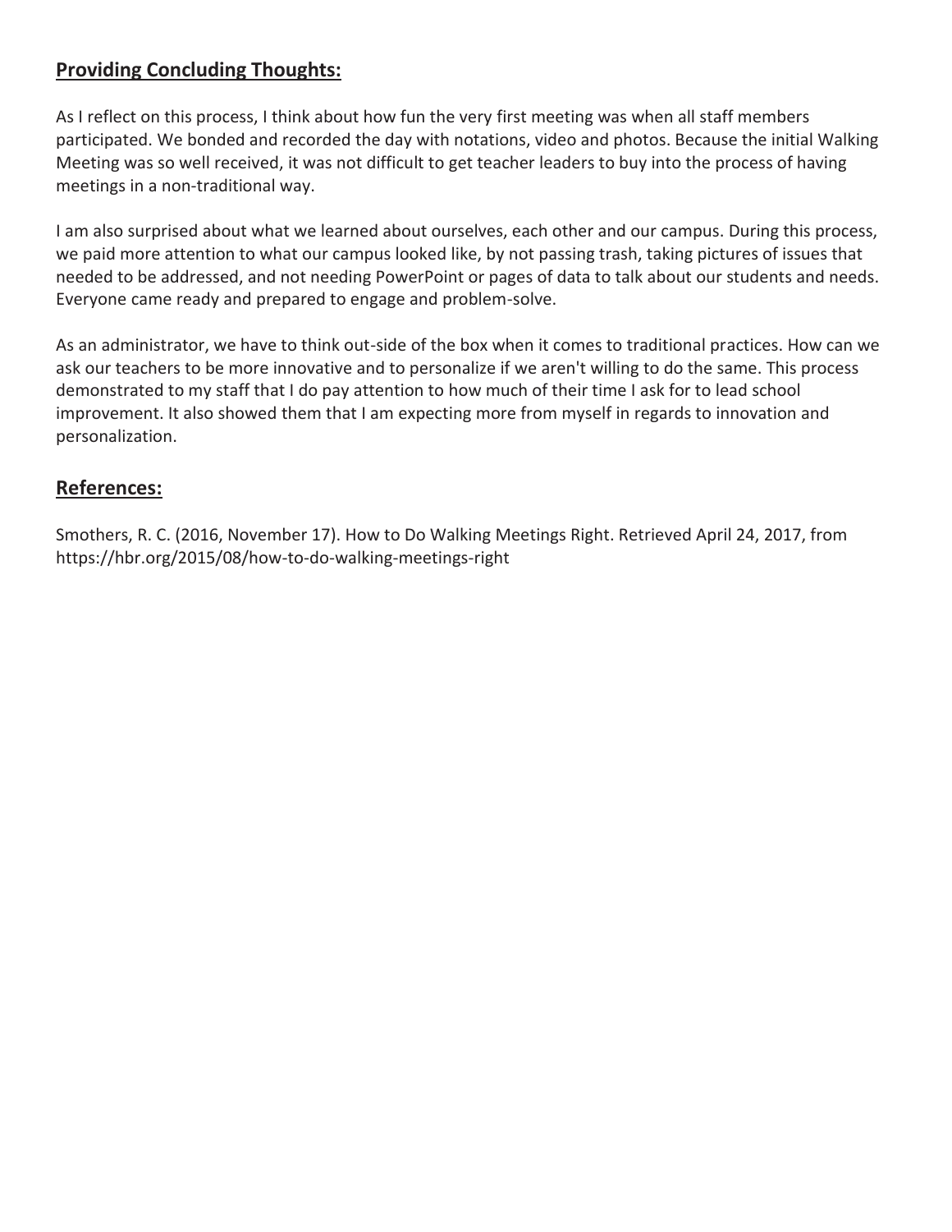## **Providing Concluding Thoughts:**

As I reflect on this process, I think about how fun the very first meeting was when all staff members participated. We bonded and recorded the day with notations, video and photos. Because the initial Walking Meeting was so well received, it was not difficult to get teacher leaders to buy into the process of having meetings in a non-traditional way.

I am also surprised about what we learned about ourselves, each other and our campus. During this process, we paid more attention to what our campus looked like, by not passing trash, taking pictures of issues that needed to be addressed, and not needing PowerPoint or pages of data to talk about our students and needs. Everyone came ready and prepared to engage and problem-solve.

As an administrator, we have to think out-side of the box when it comes to traditional practices. How can we ask our teachers to be more innovative and to personalize if we aren't willing to do the same. This process demonstrated to my staff that I do pay attention to how much of their time I ask for to lead school improvement. It also showed them that I am expecting more from myself in regards to innovation and personalization.

## **References:**

Smothers, R. C. (2016, November 17). How to Do Walking Meetings Right. Retrieved April 24, 2017, from https://hbr.org/2015/08/how-to-do-walking-meetings-right